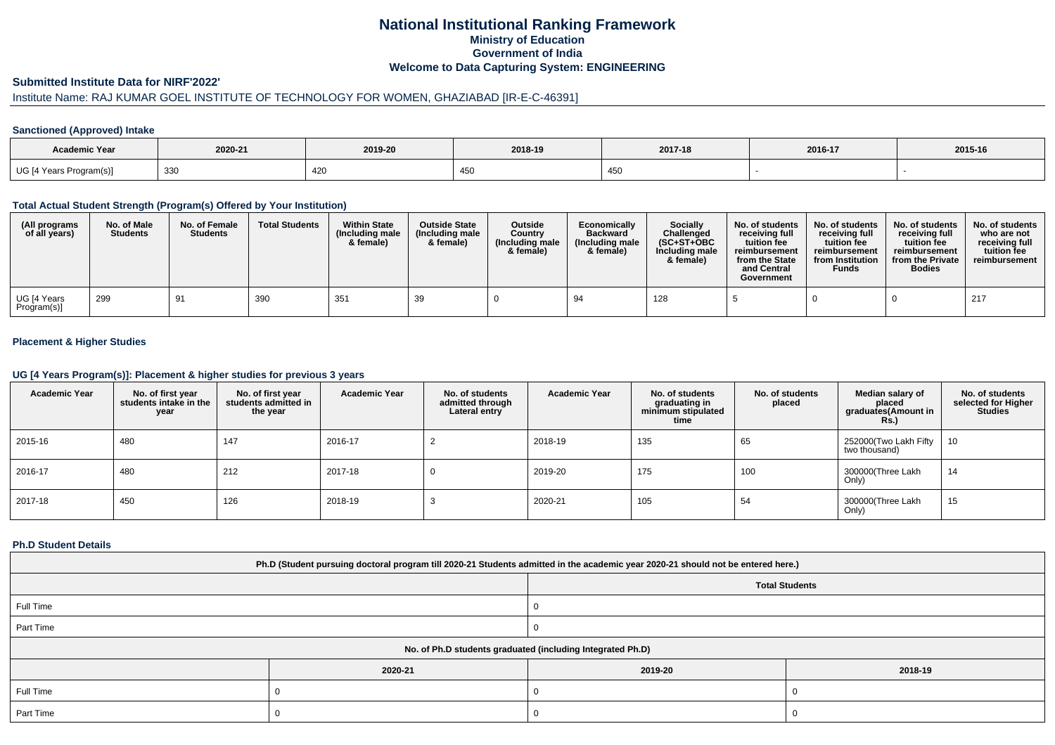# National Institutional Ranking Framework

## Ministry of Education

## Government of India

## Welcome to Data Capturing System: ENGINEERING

### Submitted Institute Data for NIRF'2022'

Institute Name: RAJ KUMAR GOEL INSTITUTE OF TECHNOLOGY FOR WOMEN, GHAZIABAD [IR-E-C-46391]

#### Sanctioned (Approved) Intake

| Academic Year | 2020-21 | 2019-20 | 2018-19 | 2017-18 | 2016-17 | 2015-16 |
|---|---|---|---|---|---|---|
| UG [4 Years Program(s)] | 330 | 420 | 450 | 450 | - | - |

#### Total Actual Student Strength (Program(s) Offered by Your Institution)

| (All programs of all years) | No. of Male Students | No. of Female Students | Total Students | Within State (Including male & female) | Outside State (Including male & female) | Outside Country (Including male & female) | Economically Backward (Including male & female) | Socially Challenged (SC+ST+OBC Including male & female) | No. of students receiving full tuition fee reimbursement from the State and Central Government | No. of students receiving full tuition fee reimbursement from Institution Funds | No. of students receiving full tuition fee reimbursement from the Private Bodies | No. of students who are not receiving full tuition fee reimbursement |
|---|---|---|---|---|---|---|---|---|---|---|---|---|
| UG [4 Years Program(s)] | 299 | 91 | 390 | 351 | 39 | 0 | 94 | 128 | 5 | 0 | 0 | 217 |

#### Placement & Higher Studies

#### UG [4 Years Program(s)]: Placement & higher studies for previous 3 years

| Academic Year | No. of first year students intake in the year | No. of first year students admitted in the year | Academic Year | No. of students admitted through Lateral entry | Academic Year | No. of students graduating in minimum stipulated time | No. of students placed | Median salary of placed graduates(Amount in Rs.) | No. of students selected for Higher Studies |
|---|---|---|---|---|---|---|---|---|---|
| 2015-16 | 480 | 147 | 2016-17 | 2 | 2018-19 | 135 | 65 | 252000(Two Lakh Fifty two thousand) | 10 |
| 2016-17 | 480 | 212 | 2017-18 | 0 | 2019-20 | 175 | 100 | 300000(Three Lakh Only) | 14 |
| 2017-18 | 450 | 126 | 2018-19 | 3 | 2020-21 | 105 | 54 | 300000(Three Lakh Only) | 15 |

#### Ph.D Student Details

| Ph.D (Student pursuing doctoral program till 2020-21 Students admitted in the academic year 2020-21 should not be entered here.) | |
|---|---|
| | Total Students |
| Full Time | 0 |
| Part Time | 0 |

| No. of Ph.D students graduated (including Integrated Ph.D) | | | |
|---|---|---|---|
| | 2020-21 | 2019-20 | 2018-19 |
| Full Time | 0 | 0 | 0 |
| Part Time | 0 | 0 | 0 |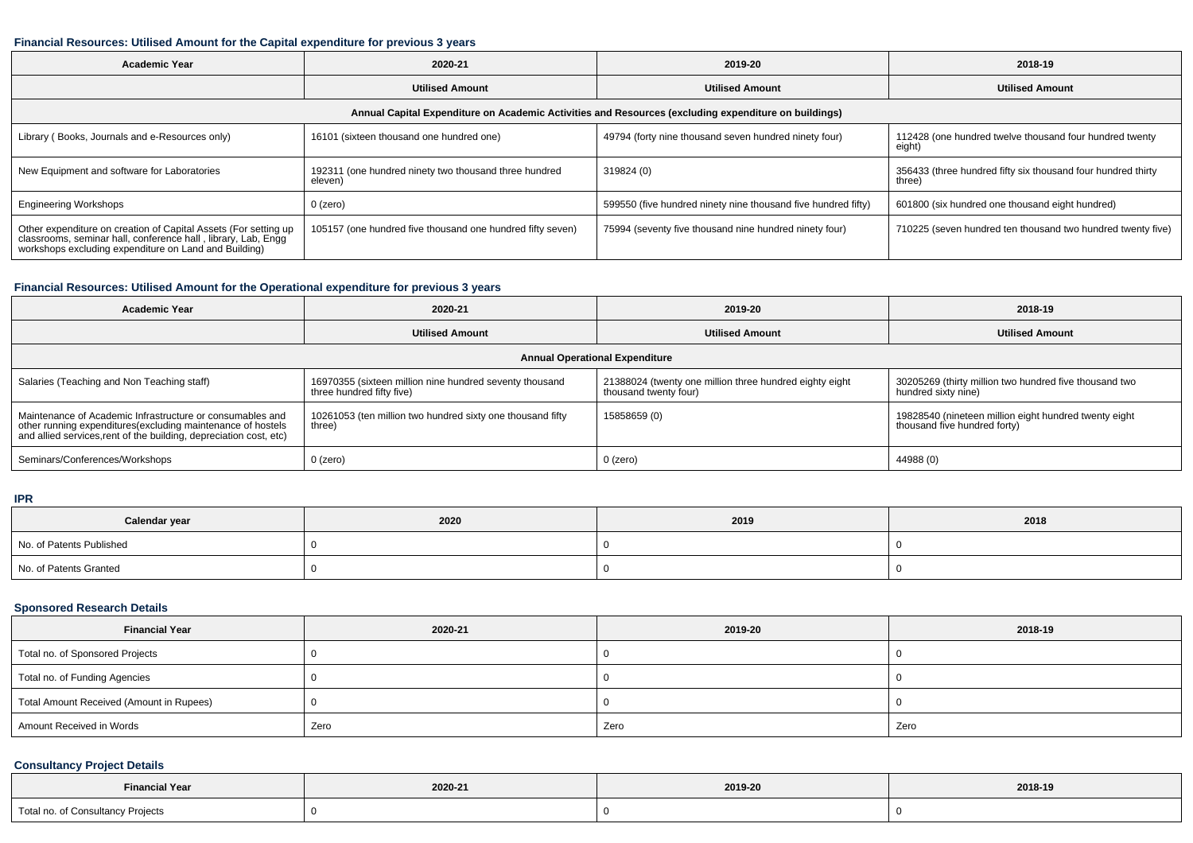### Financial Resources: Utilised Amount for the Capital expenditure for previous 3 years

| Academic Year | 2020-21 | 2019-20 | 2018-19 |
|---|---|---|---|
| | Utilised Amount | Utilised Amount | Utilised Amount |
| Annual Capital Expenditure on Academic Activities and Resources (excluding expenditure on buildings) | | | |
| Library ( Books, Journals and e-Resources only) | 16101 (sixteen thousand one hundred one) | 49794 (forty nine thousand seven hundred ninety four) | 112428 (one hundred twelve thousand four hundred twenty eight) |
| New Equipment and software for Laboratories | 192311 (one hundred ninety two thousand three hundred eleven) | 319824 (0) | 356433 (three hundred fifty six thousand four hundred thirty three) |
| Engineering Workshops | 0 (zero) | 599550 (five hundred ninety nine thousand five hundred fifty) | 601800 (six hundred one thousand eight hundred) |
| Other expenditure on creation of Capital Assets (For setting up classrooms, seminar hall, conference hall , library, Lab, Engg workshops excluding expenditure on Land and Building) | 105157 (one hundred five thousand one hundred fifty seven) | 75994 (seventy five thousand nine hundred ninety four) | 710225 (seven hundred ten thousand two hundred twenty five) |

### Financial Resources: Utilised Amount for the Operational expenditure for previous 3 years

| Academic Year | 2020-21 | 2019-20 | 2018-19 |
|---|---|---|---|
| | Utilised Amount | Utilised Amount | Utilised Amount |
| Annual Operational Expenditure | | | |
| Salaries (Teaching and Non Teaching staff) | 16970355 (sixteen million nine hundred seventy thousand three hundred fifty five) | 21388024 (twenty one million three hundred eighty eight thousand twenty four) | 30205269 (thirty million two hundred five thousand two hundred sixty nine) |
| Maintenance of Academic Infrastructure or consumables and other running expenditures(excluding maintenance of hostels and allied services,rent of the building, depreciation cost, etc) | 10261053 (ten million two hundred sixty one thousand fifty three) | 15858659 (0) | 19828540 (nineteen million eight hundred twenty eight thousand five hundred forty) |
| Seminars/Conferences/Workshops | 0 (zero) | 0 (zero) | 44988 (0) |

### IPR

| Calendar year | 2020 | 2019 | 2018 |
|---|---|---|---|
| No. of Patents Published | 0 | 0 | 0 |
| No. of Patents Granted | 0 | 0 | 0 |

### Sponsored Research Details

| Financial Year | 2020-21 | 2019-20 | 2018-19 |
|---|---|---|---|
| Total no. of Sponsored Projects | 0 | 0 | 0 |
| Total no. of Funding Agencies | 0 | 0 | 0 |
| Total Amount Received (Amount in Rupees) | 0 | 0 | 0 |
| Amount Received in Words | Zero | Zero | Zero |

### Consultancy Project Details

| Financial Year | 2020-21 | 2019-20 | 2018-19 |
|---|---|---|---|
| Total no. of Consultancy Projects | 0 | 0 | 0 |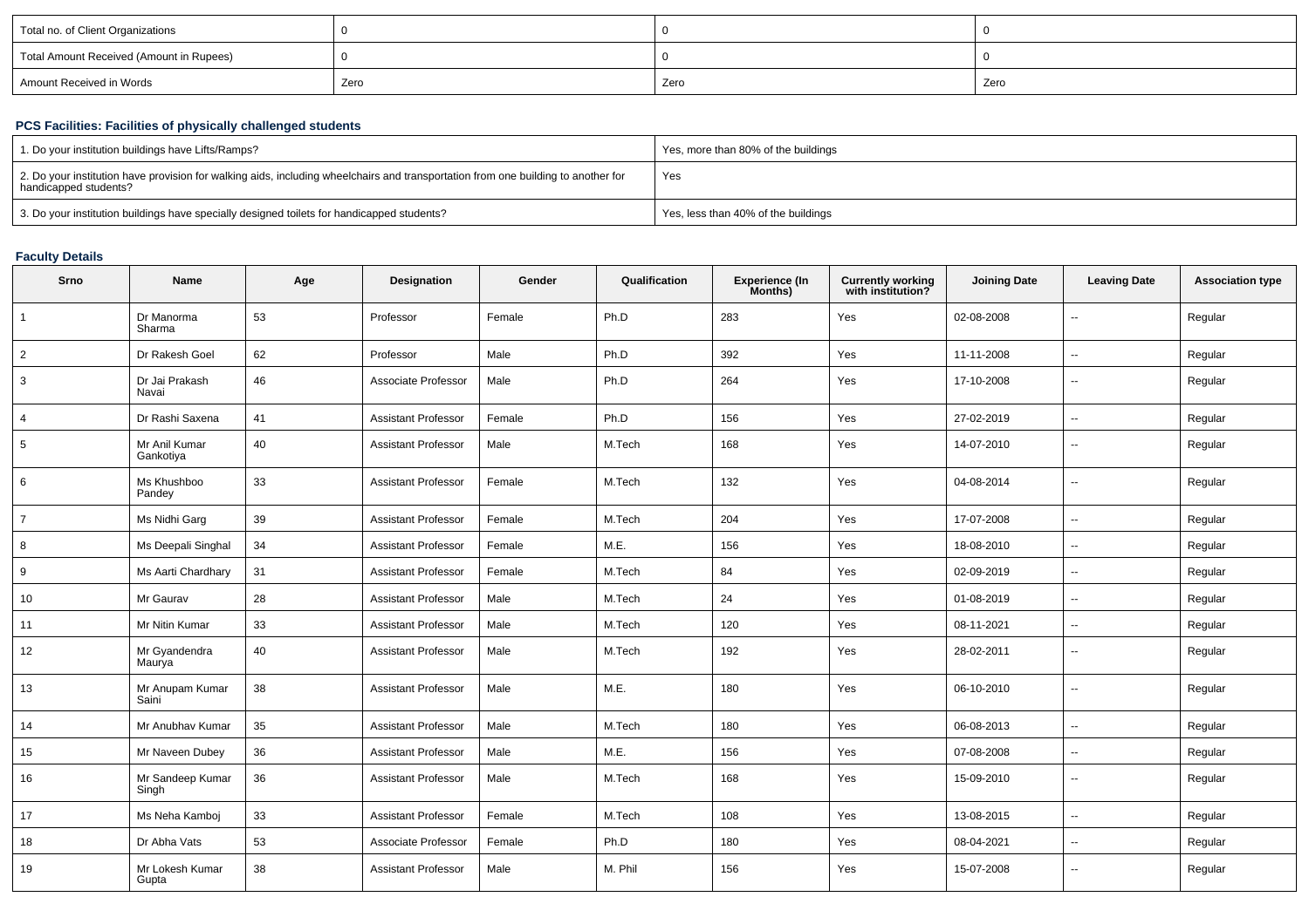| Total no. of Client Organizations | 0 | 0 | 0 |
|---|---|---|---|
| Total Amount Received (Amount in Rupees) | 0 | 0 | 0 |
| Amount Received in Words | Zero | Zero | Zero |

### PCS Facilities: Facilities of physically challenged students

| 1. Do your institution buildings have Lifts/Ramps? | Yes, more than 80% of the buildings |
|---|---|
| 2. Do your institution have provision for walking aids, including wheelchairs and transportation from one building to another for handicapped students? | Yes |
| 3. Do your institution buildings have specially designed toilets for handicapped students? | Yes, less than 40% of the buildings |

### Faculty Details

| Srno | Name | Age | Designation | Gender | Qualification | Experience (In Months) | Currently working with institution? | Joining Date | Leaving Date | Association type |
|---|---|---|---|---|---|---|---|---|---|---|
| 1 | Dr Manorma Sharma | 53 | Professor | Female | Ph.D | 283 | Yes | 02-08-2008 | -- | Regular |
| 2 | Dr Rakesh Goel | 62 | Professor | Male | Ph.D | 392 | Yes | 11-11-2008 | -- | Regular |
| 3 | Dr Jai Prakash Navai | 46 | Associate Professor | Male | Ph.D | 264 | Yes | 17-10-2008 | -- | Regular |
| 4 | Dr Rashi Saxena | 41 | Assistant Professor | Female | Ph.D | 156 | Yes | 27-02-2019 | -- | Regular |
| 5 | Mr Anil Kumar Gankotiya | 40 | Assistant Professor | Male | M.Tech | 168 | Yes | 14-07-2010 | -- | Regular |
| 6 | Ms Khushboo Pandey | 33 | Assistant Professor | Female | M.Tech | 132 | Yes | 04-08-2014 | -- | Regular |
| 7 | Ms Nidhi Garg | 39 | Assistant Professor | Female | M.Tech | 204 | Yes | 17-07-2008 | -- | Regular |
| 8 | Ms Deepali Singhal | 34 | Assistant Professor | Female | M.E. | 156 | Yes | 18-08-2010 | -- | Regular |
| 9 | Ms Aarti Chardhary | 31 | Assistant Professor | Female | M.Tech | 84 | Yes | 02-09-2019 | -- | Regular |
| 10 | Mr Gaurav | 28 | Assistant Professor | Male | M.Tech | 24 | Yes | 01-08-2019 | -- | Regular |
| 11 | Mr Nitin Kumar | 33 | Assistant Professor | Male | M.Tech | 120 | Yes | 08-11-2021 | -- | Regular |
| 12 | Mr Gyandendra Maurya | 40 | Assistant Professor | Male | M.Tech | 192 | Yes | 28-02-2011 | -- | Regular |
| 13 | Mr Anupam Kumar Saini | 38 | Assistant Professor | Male | M.E. | 180 | Yes | 06-10-2010 | -- | Regular |
| 14 | Mr Anubhav Kumar | 35 | Assistant Professor | Male | M.Tech | 180 | Yes | 06-08-2013 | -- | Regular |
| 15 | Mr Naveen Dubey | 36 | Assistant Professor | Male | M.E. | 156 | Yes | 07-08-2008 | -- | Regular |
| 16 | Mr Sandeep Kumar Singh | 36 | Assistant Professor | Male | M.Tech | 168 | Yes | 15-09-2010 | -- | Regular |
| 17 | Ms Neha Kamboj | 33 | Assistant Professor | Female | M.Tech | 108 | Yes | 13-08-2015 | -- | Regular |
| 18 | Dr Abha Vats | 53 | Associate Professor | Female | Ph.D | 180 | Yes | 08-04-2021 | -- | Regular |
| 19 | Mr Lokesh Kumar Gupta | 38 | Assistant Professor | Male | M. Phil | 156 | Yes | 15-07-2008 | -- | Regular |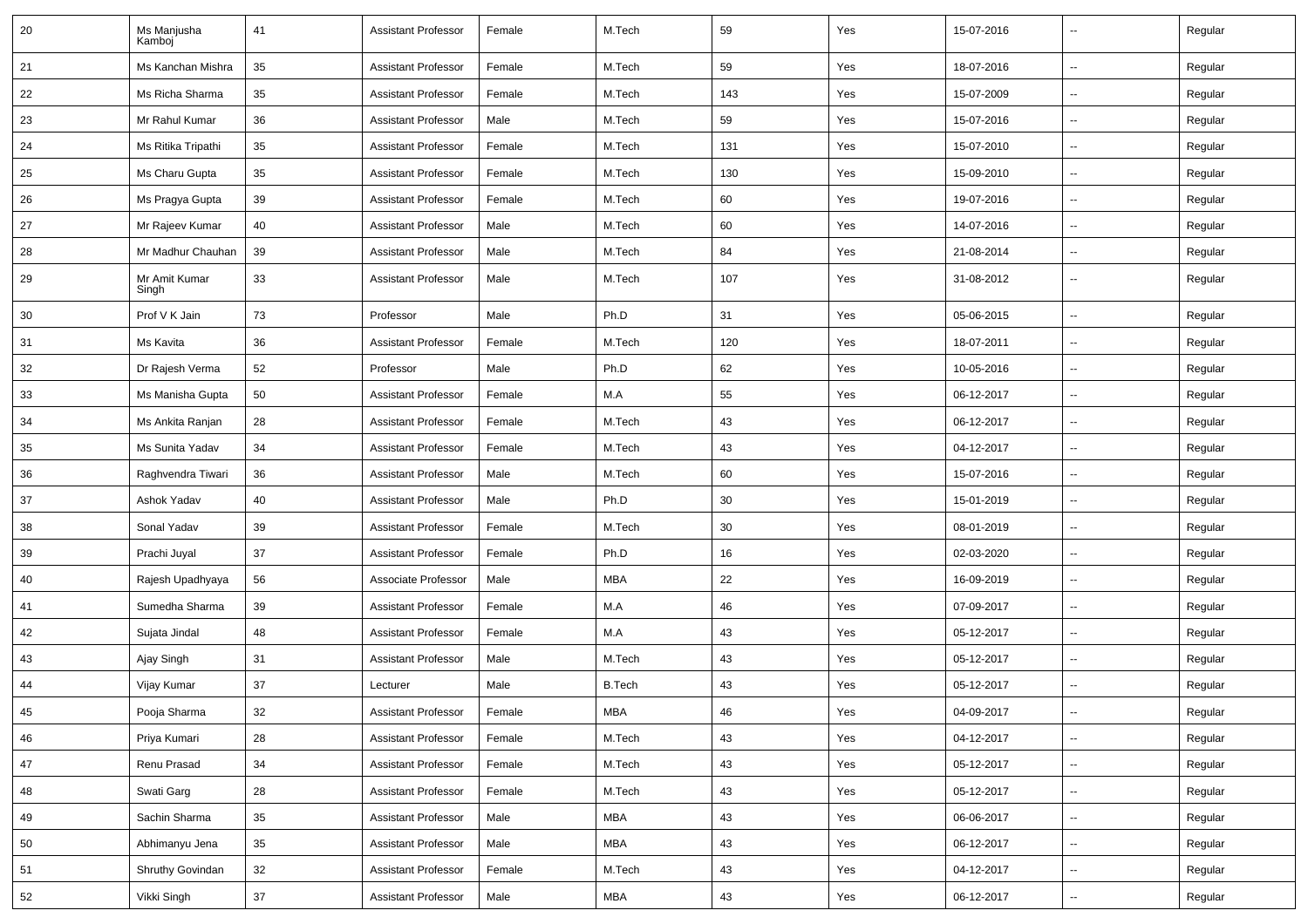| 20 | Ms Manjusha Kamboj | 41 | Assistant Professor | Female | M.Tech | 59 | Yes | 15-07-2016 | -- | Regular |
|---|---|---|---|---|---|---|---|---|---|---|
| 21 | Ms Kanchan Mishra | 35 | Assistant Professor | Female | M.Tech | 59 | Yes | 18-07-2016 | -- | Regular |
| 22 | Ms Richa Sharma | 35 | Assistant Professor | Female | M.Tech | 143 | Yes | 15-07-2009 | -- | Regular |
| 23 | Mr Rahul Kumar | 36 | Assistant Professor | Male | M.Tech | 59 | Yes | 15-07-2016 | -- | Regular |
| 24 | Ms Ritika Tripathi | 35 | Assistant Professor | Female | M.Tech | 131 | Yes | 15-07-2010 | -- | Regular |
| 25 | Ms Charu Gupta | 35 | Assistant Professor | Female | M.Tech | 130 | Yes | 15-09-2010 | -- | Regular |
| 26 | Ms Pragya Gupta | 39 | Assistant Professor | Female | M.Tech | 60 | Yes | 19-07-2016 | -- | Regular |
| 27 | Mr Rajeev Kumar | 40 | Assistant Professor | Male | M.Tech | 60 | Yes | 14-07-2016 | -- | Regular |
| 28 | Mr Madhur Chauhan | 39 | Assistant Professor | Male | M.Tech | 84 | Yes | 21-08-2014 | -- | Regular |
| 29 | Mr Amit Kumar Singh | 33 | Assistant Professor | Male | M.Tech | 107 | Yes | 31-08-2012 | -- | Regular |
| 30 | Prof V K Jain | 73 | Professor | Male | Ph.D | 31 | Yes | 05-06-2015 | -- | Regular |
| 31 | Ms Kavita | 36 | Assistant Professor | Female | M.Tech | 120 | Yes | 18-07-2011 | -- | Regular |
| 32 | Dr Rajesh Verma | 52 | Professor | Male | Ph.D | 62 | Yes | 10-05-2016 | -- | Regular |
| 33 | Ms Manisha Gupta | 50 | Assistant Professor | Female | M.A | 55 | Yes | 06-12-2017 | -- | Regular |
| 34 | Ms Ankita Ranjan | 28 | Assistant Professor | Female | M.Tech | 43 | Yes | 06-12-2017 | -- | Regular |
| 35 | Ms Sunita Yadav | 34 | Assistant Professor | Female | M.Tech | 43 | Yes | 04-12-2017 | -- | Regular |
| 36 | Raghvendra Tiwari | 36 | Assistant Professor | Male | M.Tech | 60 | Yes | 15-07-2016 | -- | Regular |
| 37 | Ashok Yadav | 40 | Assistant Professor | Male | Ph.D | 30 | Yes | 15-01-2019 | -- | Regular |
| 38 | Sonal Yadav | 39 | Assistant Professor | Female | M.Tech | 30 | Yes | 08-01-2019 | -- | Regular |
| 39 | Prachi Juyal | 37 | Assistant Professor | Female | Ph.D | 16 | Yes | 02-03-2020 | -- | Regular |
| 40 | Rajesh Upadhyaya | 56 | Associate Professor | Male | MBA | 22 | Yes | 16-09-2019 | -- | Regular |
| 41 | Sumedha Sharma | 39 | Assistant Professor | Female | M.A | 46 | Yes | 07-09-2017 | -- | Regular |
| 42 | Sujata Jindal | 48 | Assistant Professor | Female | M.A | 43 | Yes | 05-12-2017 | -- | Regular |
| 43 | Ajay Singh | 31 | Assistant Professor | Male | M.Tech | 43 | Yes | 05-12-2017 | -- | Regular |
| 44 | Vijay Kumar | 37 | Lecturer | Male | B.Tech | 43 | Yes | 05-12-2017 | -- | Regular |
| 45 | Pooja Sharma | 32 | Assistant Professor | Female | MBA | 46 | Yes | 04-09-2017 | -- | Regular |
| 46 | Priya Kumari | 28 | Assistant Professor | Female | M.Tech | 43 | Yes | 04-12-2017 | -- | Regular |
| 47 | Renu Prasad | 34 | Assistant Professor | Female | M.Tech | 43 | Yes | 05-12-2017 | -- | Regular |
| 48 | Swati Garg | 28 | Assistant Professor | Female | M.Tech | 43 | Yes | 05-12-2017 | -- | Regular |
| 49 | Sachin Sharma | 35 | Assistant Professor | Male | MBA | 43 | Yes | 06-06-2017 | -- | Regular |
| 50 | Abhimanyu Jena | 35 | Assistant Professor | Male | MBA | 43 | Yes | 06-12-2017 | -- | Regular |
| 51 | Shruthy Govindan | 32 | Assistant Professor | Female | M.Tech | 43 | Yes | 04-12-2017 | -- | Regular |
| 52 | Vikki Singh | 37 | Assistant Professor | Male | MBA | 43 | Yes | 06-12-2017 | -- | Regular |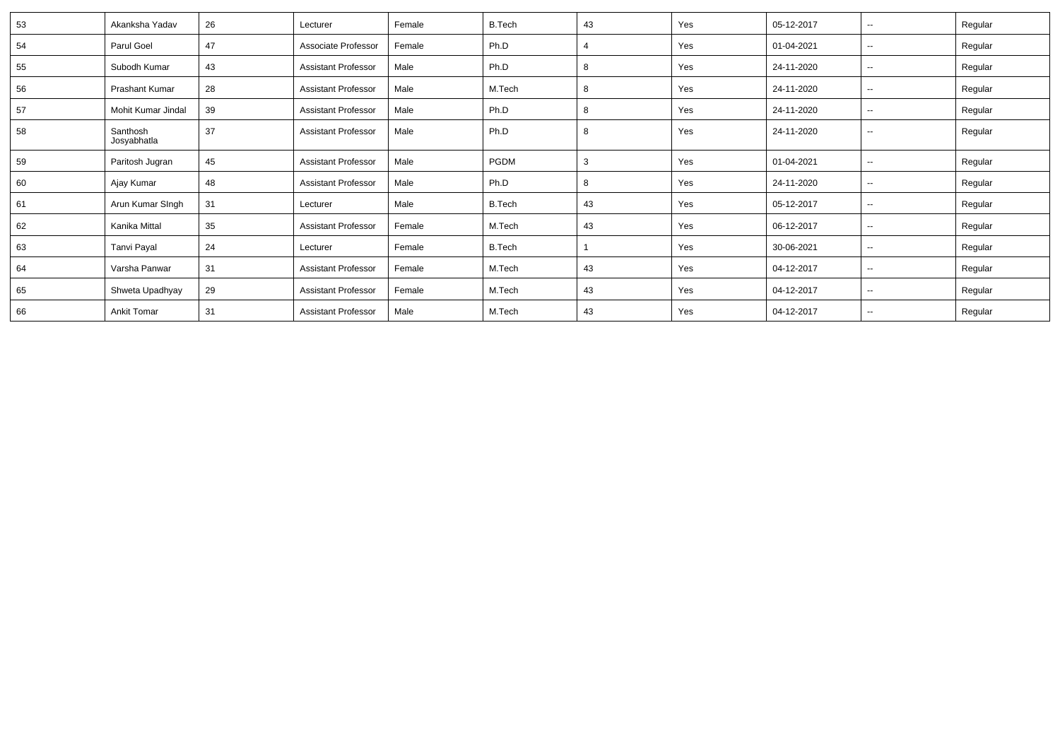| | | | | | | | | | | |
|---|---|---|---|---|---|---|---|---|---|---|
| 53 | Akanksha Yadav | 26 | Lecturer | Female | B.Tech | 43 | Yes | 05-12-2017 | -- | Regular |
| 54 | Parul Goel | 47 | Associate Professor | Female | Ph.D | 4 | Yes | 01-04-2021 | -- | Regular |
| 55 | Subodh Kumar | 43 | Assistant Professor | Male | Ph.D | 8 | Yes | 24-11-2020 | -- | Regular |
| 56 | Prashant Kumar | 28 | Assistant Professor | Male | M.Tech | 8 | Yes | 24-11-2020 | -- | Regular |
| 57 | Mohit Kumar Jindal | 39 | Assistant Professor | Male | Ph.D | 8 | Yes | 24-11-2020 | -- | Regular |
| 58 | Santhosh Josyabhatla | 37 | Assistant Professor | Male | Ph.D | 8 | Yes | 24-11-2020 | -- | Regular |
| 59 | Paritosh Jugran | 45 | Assistant Professor | Male | PGDM | 3 | Yes | 01-04-2021 | -- | Regular |
| 60 | Ajay Kumar | 48 | Assistant Professor | Male | Ph.D | 8 | Yes | 24-11-2020 | -- | Regular |
| 61 | Arun Kumar SIngh | 31 | Lecturer | Male | B.Tech | 43 | Yes | 05-12-2017 | -- | Regular |
| 62 | Kanika Mittal | 35 | Assistant Professor | Female | M.Tech | 43 | Yes | 06-12-2017 | -- | Regular |
| 63 | Tanvi Payal | 24 | Lecturer | Female | B.Tech | 1 | Yes | 30-06-2021 | -- | Regular |
| 64 | Varsha Panwar | 31 | Assistant Professor | Female | M.Tech | 43 | Yes | 04-12-2017 | -- | Regular |
| 65 | Shweta Upadhyay | 29 | Assistant Professor | Female | M.Tech | 43 | Yes | 04-12-2017 | -- | Regular |
| 66 | Ankit Tomar | 31 | Assistant Professor | Male | M.Tech | 43 | Yes | 04-12-2017 | -- | Regular |